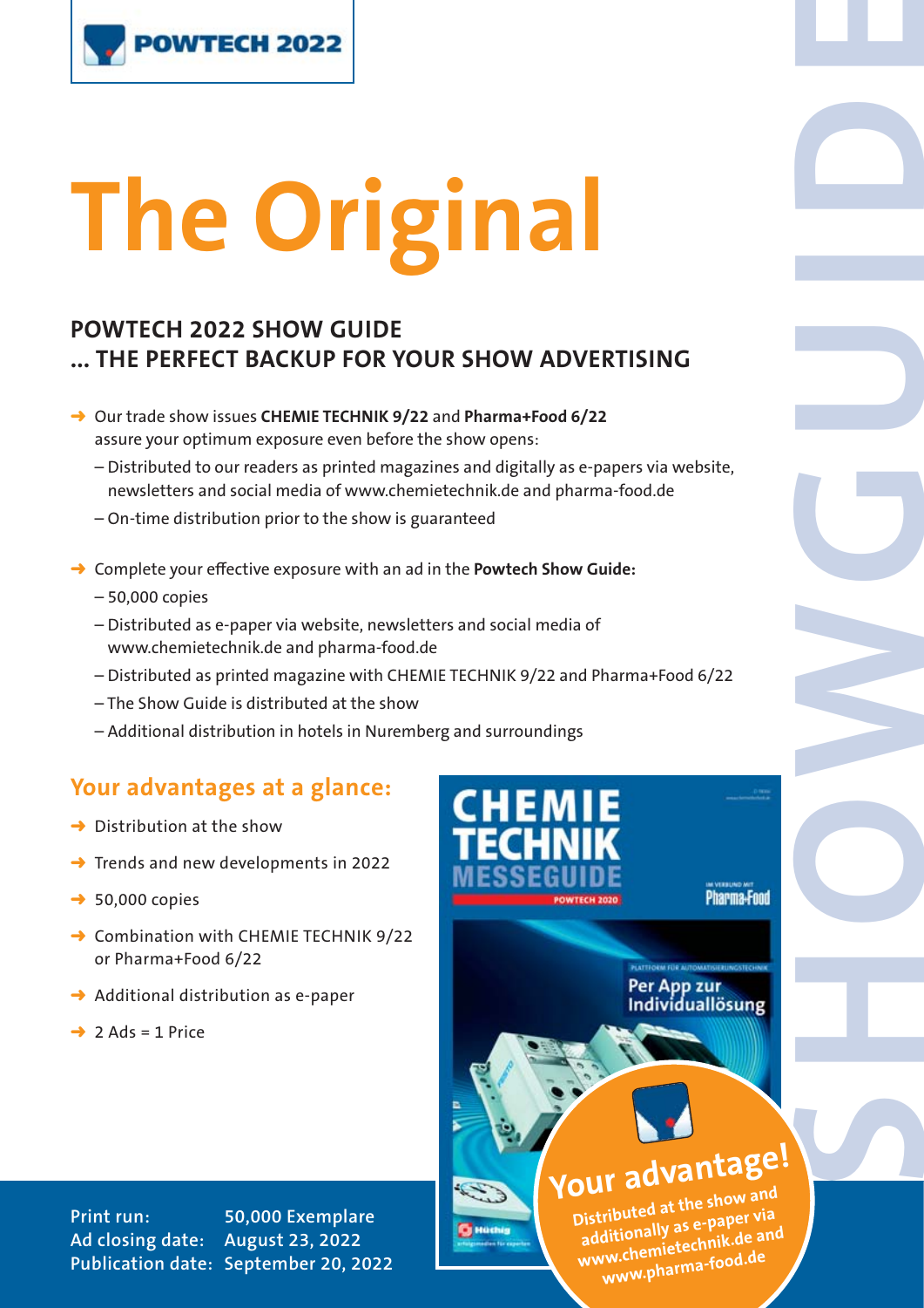POWTECH 2022

# The Original

## POWTECH 2022 SHOW GUIDE ... THE PERFECT BACKUP FOR YOUR SHOW ADVERTISING

- Our trade show issues **CHEMIE TECHNIK 9/22** and **Pharma+Food 6/22** assure your optimum exposure even before the show opens:
  - Distributed to our readers as printed magazines and digitally as e-papers via website, newsletters and social media of www.chemietechnik.de and pharma-food.de
  - On-time distribution prior to the show is guaranteed
- Complete your effective exposure with an ad in the **Powtech Show Guide:**
  - 50,000 copies
  - Distributed as e-paper via website, newsletters and social media of www.chemietechnik.de and pharma-food.de
  - Distributed as printed magazine with CHEMIE TECHNIK 9/22 and Pharma+Food 6/22
  - The Show Guide is distributed at the show
  - Additional distribution in hotels in Nuremberg and surroundings

## Your advantages at a glance:

- Distribution at the show
- Trends and new developments in 2022
- 50,000 copies
- Combination with CHEMIE TECHNIK 9/22 or Pharma+Food 6/22
- Additional distribution as e-paper
- 2 Ads = 1 Price

**Your advantage!** Distributed at the show and additionally as e-paper via www.chemietechnik.de and www.pharma-food.de

SHOW GUIDE

| | |
|---|---|
| Print run: | 50,000 Exemplare |
| Ad closing date: | August 23, 2022 |
| Publication date: | September 20, 2022 |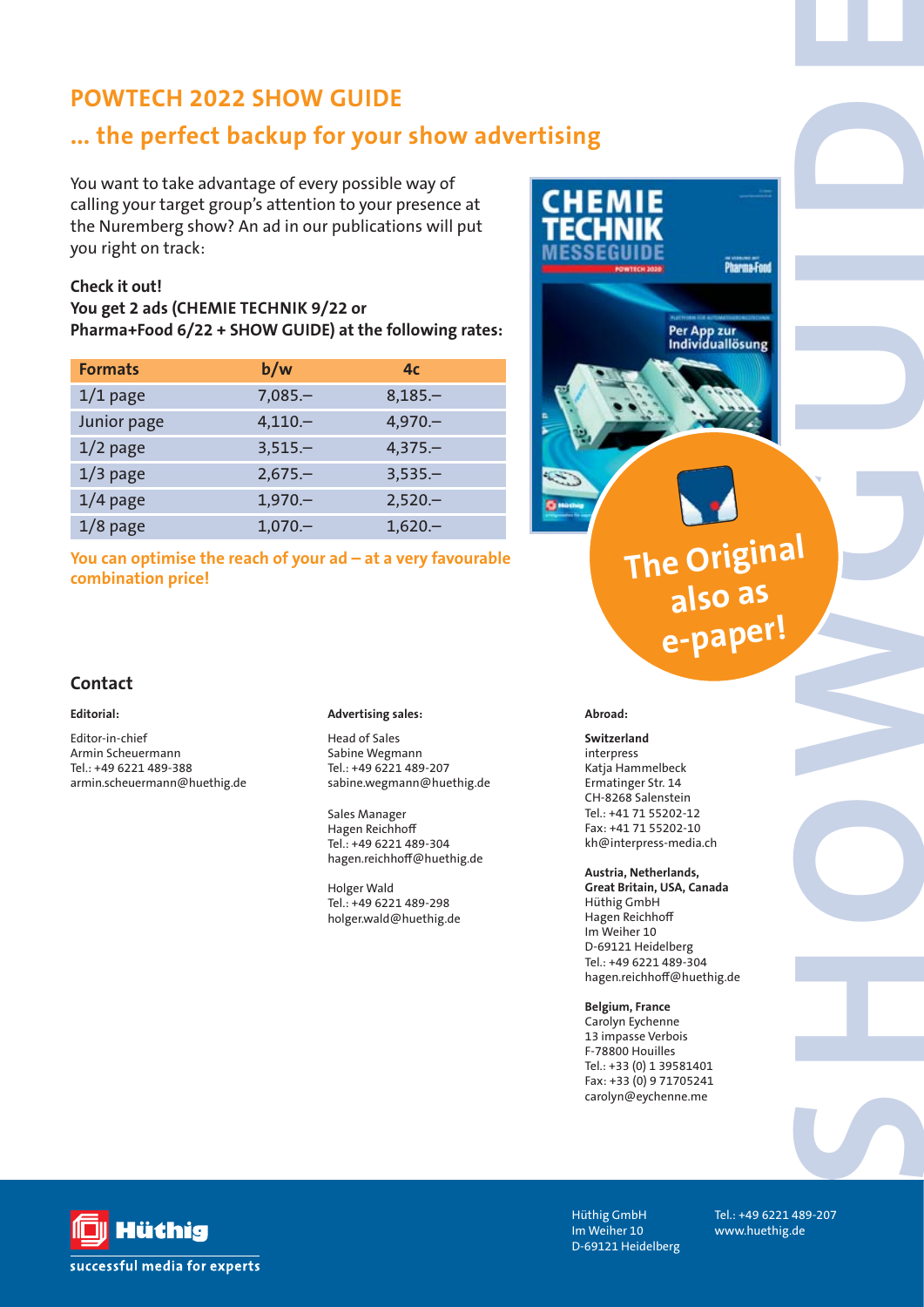## POWTECH 2022 SHOW GUIDE

## ... the perfect backup for your show advertising

You want to take advantage of every possible way of calling your target group's attention to your presence at the Nuremberg show? An ad in our publications will put you right on track:

**Check it out!**
**You get 2 ads (CHEMIE TECHNIK 9/22 or Pharma+Food 6/22 + SHOW GUIDE) at the following rates:**

| Formats | b/w | 4c |
|---|---|---|
| 1/1 page | 7,085.– | 8,185.– |
| Junior page | 4,110.– | 4,970.– |
| 1/2 page | 3,515.– | 4,375.– |
| 1/3 page | 2,675.– | 3,535.– |
| 1/4 page | 1,970.– | 2,520.– |
| 1/8 page | 1,070.– | 1,620.– |

**You can optimise the reach of your ad – at a very favourable combination price!**

**The Original also as e-paper!**

### Contact

**Editorial:**

Editor-in-chief
Armin Scheuermann
Tel.: +49 6221 489-388
armin.scheuermann@huethig.de

**Advertising sales:**

Head of Sales
Sabine Wegmann
Tel.: +49 6221 489-207
sabine.wegmann@huethig.de

Sales Manager
Hagen Reichhoff
Tel.: +49 6221 489-304
hagen.reichhoff@huethig.de

Holger Wald
Tel.: +49 6221 489-298
holger.wald@huethig.de

**Abroad:**

**Switzerland**
interpress
Katja Hammelbeck
Ermatinger Str. 14
CH-8268 Salenstein
Tel.: +41 71 55202-12
Fax: +41 71 55202-10
kh@interpress-media.ch

**Austria, Netherlands, Great Britain, USA, Canada**
Hüthig GmbH
Hagen Reichhoff
Im Weiher 10
D-69121 Heidelberg
Tel.: +49 6221 489-304
hagen.reichhoff@huethig.de

**Belgium, France**
Carolyn Eychenne
13 impasse Verbois
F-78800 Houilles
Tel.: +33 (0) 1 39581401
Fax: +33 (0) 9 71705241
carolyn@eychenne.me

Hüthig
successful media for experts

Hüthig GmbH
Im Weiher 10
D-69121 Heidelberg

Tel.: +49 6221 489-207
www.huethig.de